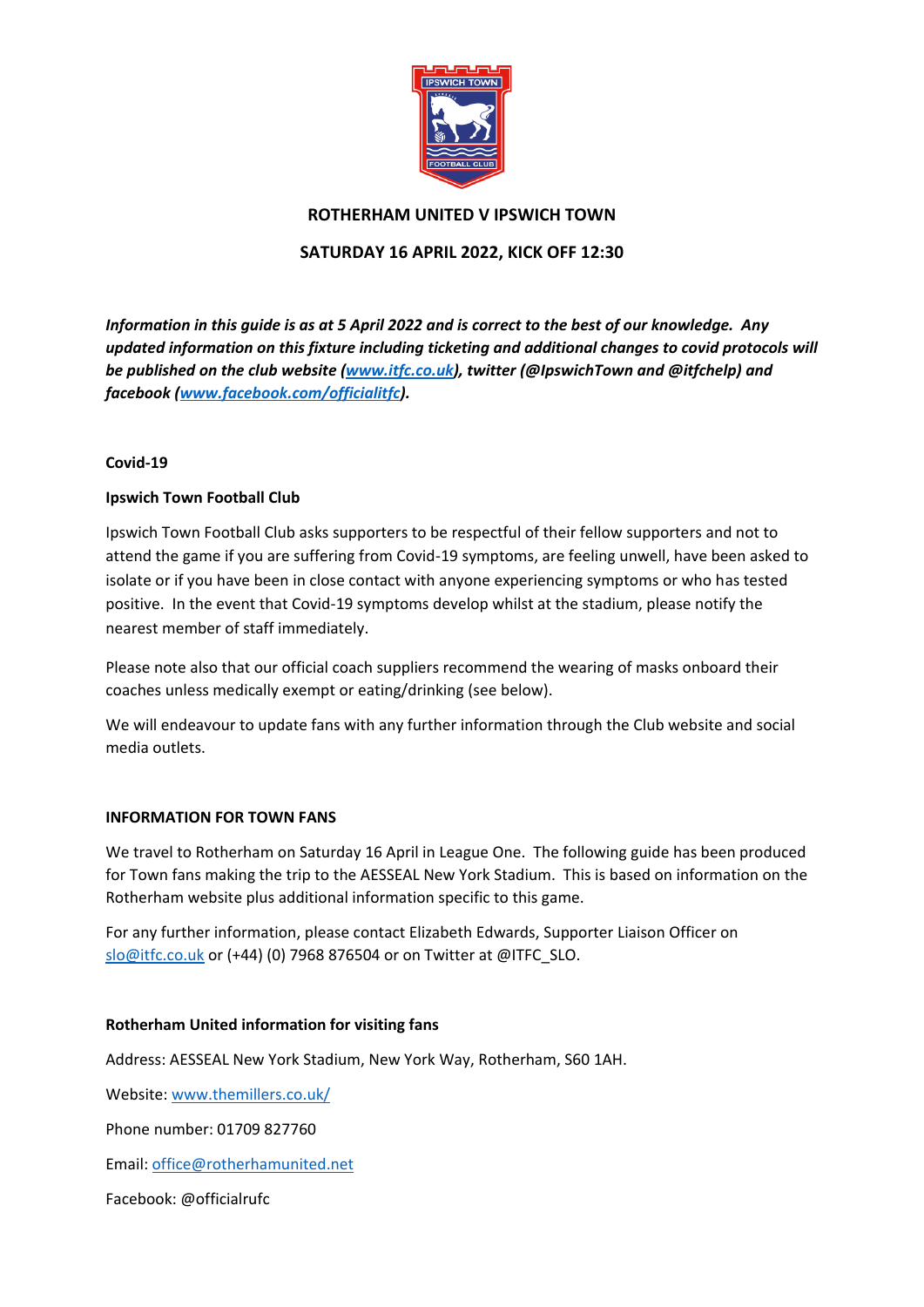# ROTHERHAM UNITED V IPSWICH TOWN

## SATURDAY 16 APRIL 2022, KICK OFF 12:30

***Information in this guide is as at 5 April 2022 and is correct to the best of our knowledge. Any updated information on this fixture including ticketing and additional changes to covid protocols will be published on the club website ([www.itfc.co.uk](www.itfc.co.uk)), twitter (@IpswichTown and @itfchelp) and facebook ([www.facebook.com/officialitfc](www.facebook.com/officialitfc)).***

**Covid-19**

**Ipswich Town Football Club**

Ipswich Town Football Club asks supporters to be respectful of their fellow supporters and not to attend the game if you are suffering from Covid-19 symptoms, are feeling unwell, have been asked to isolate or if you have been in close contact with anyone experiencing symptoms or who has tested positive. In the event that Covid-19 symptoms develop whilst at the stadium, please notify the nearest member of staff immediately.

Please note also that our official coach suppliers recommend the wearing of masks onboard their coaches unless medically exempt or eating/drinking (see below).

We will endeavour to update fans with any further information through the Club website and social media outlets.

**INFORMATION FOR TOWN FANS**

We travel to Rotherham on Saturday 16 April in League One. The following guide has been produced for Town fans making the trip to the AESSEAL New York Stadium. This is based on information on the Rotherham website plus additional information specific to this game.

For any further information, please contact Elizabeth Edwards, Supporter Liaison Officer on slo@itfc.co.uk or (+44) (0) 7968 876504 or on Twitter at @ITFC_SLO.

**Rotherham United information for visiting fans**

Address: AESSEAL New York Stadium, New York Way, Rotherham, S60 1AH.

Website: [www.themillers.co.uk/](www.themillers.co.uk/)

Phone number: 01709 827760

Email: office@rotherhamunited.net

Facebook: @officialrufc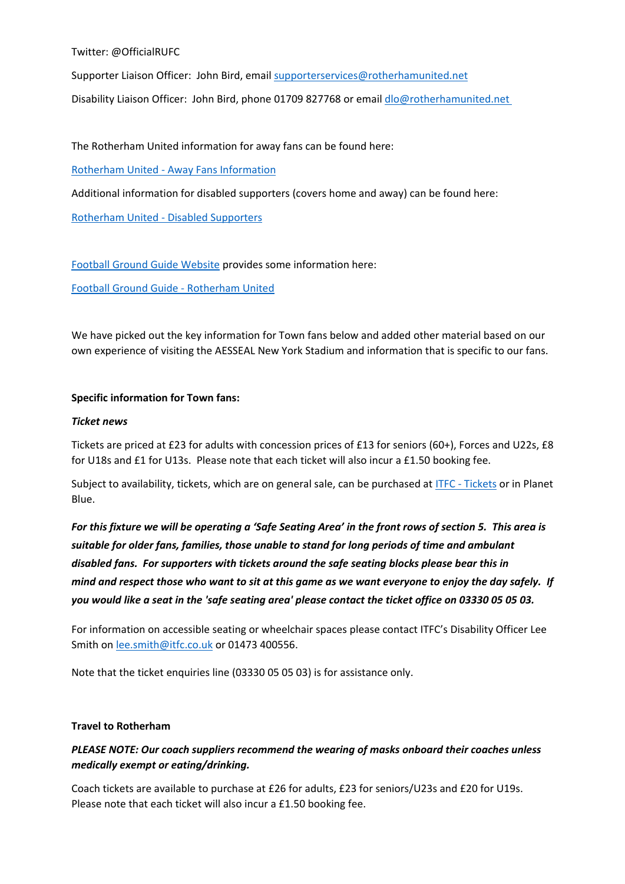Twitter: @OfficialRUFC

Supporter Liaison Officer: John Bird, email [supporterservices@rotherhamunited.net](mailto:supporterservices@rotherhamunited.net)

Disability Liaison Officer: John Bird, phone 01709 827768 or email [dlo@rotherhamunited.net](mailto:dlo@rotherhamunited.net)

The Rotherham United information for away fans can be found here:

[Rotherham United - Away Fans Information]()

Additional information for disabled supporters (covers home and away) can be found here:

[Rotherham United - Disabled Supporters]()

[Football Ground Guide Website]() provides some information here:

[Football Ground Guide - Rotherham United]()

We have picked out the key information for Town fans below and added other material based on our own experience of visiting the AESSEAL New York Stadium and information that is specific to our fans.

**Specific information for Town fans:**

***Ticket news***

Tickets are priced at £23 for adults with concession prices of £13 for seniors (60+), Forces and U22s, £8 for U18s and £1 for U13s. Please note that each ticket will also incur a £1.50 booking fee.

Subject to availability, tickets, which are on general sale, can be purchased at [ITFC - Tickets]() or in Planet Blue.

***For this fixture we will be operating a 'Safe Seating Area' in the front rows of section 5. This area is suitable for older fans, families, those unable to stand for long periods of time and ambulant disabled fans. For supporters with tickets around the safe seating blocks please bear this in mind and respect those who want to sit at this game as we want everyone to enjoy the day safely. If you would like a seat in the 'safe seating area' please contact the ticket office on 03330 05 05 03.***

For information on accessible seating or wheelchair spaces please contact ITFC's Disability Officer Lee Smith on [lee.smith@itfc.co.uk](mailto:lee.smith@itfc.co.uk) or 01473 400556.

Note that the ticket enquiries line (03330 05 05 03) is for assistance only.

**Travel to Rotherham**

***PLEASE NOTE: Our coach suppliers recommend the wearing of masks onboard their coaches unless medically exempt or eating/drinking.***

Coach tickets are available to purchase at £26 for adults, £23 for seniors/U23s and £20 for U19s. Please note that each ticket will also incur a £1.50 booking fee.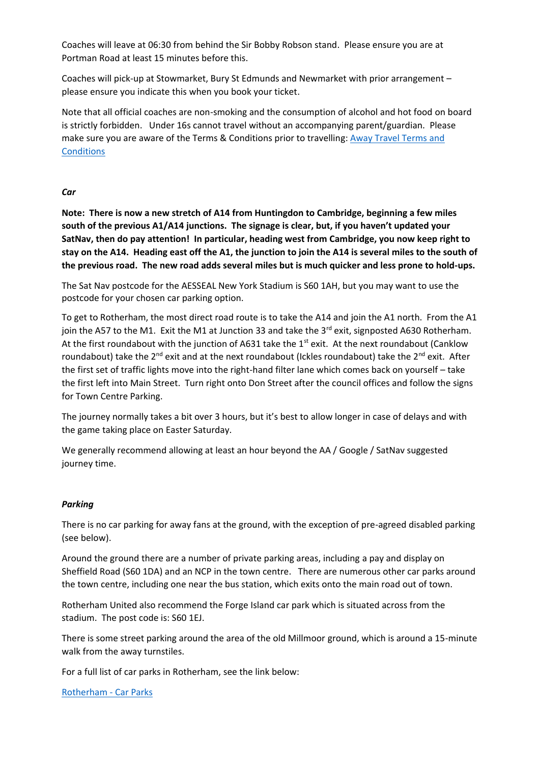Coaches will leave at 06:30 from behind the Sir Bobby Robson stand. Please ensure you are at Portman Road at least 15 minutes before this.

Coaches will pick-up at Stowmarket, Bury St Edmunds and Newmarket with prior arrangement – please ensure you indicate this when you book your ticket.

Note that all official coaches are non-smoking and the consumption of alcohol and hot food on board is strictly forbidden. Under 16s cannot travel without an accompanying parent/guardian. Please make sure you are aware of the Terms & Conditions prior to travelling: [Away Travel Terms and Conditions]

***Car***

**Note: There is now a new stretch of A14 from Huntingdon to Cambridge, beginning a few miles south of the previous A1/A14 junctions. The signage is clear, but, if you haven't updated your SatNav, then do pay attention! In particular, heading west from Cambridge, you now keep right to stay on the A14. Heading east off the A1, the junction to join the A14 is several miles to the south of the previous road. The new road adds several miles but is much quicker and less prone to hold-ups.**

The Sat Nav postcode for the AESSEAL New York Stadium is S60 1AH, but you may want to use the postcode for your chosen car parking option.

To get to Rotherham, the most direct road route is to take the A14 and join the A1 north. From the A1 join the A57 to the M1. Exit the M1 at Junction 33 and take the 3rd exit, signposted A630 Rotherham. At the first roundabout with the junction of A631 take the 1st exit. At the next roundabout (Canklow roundabout) take the 2nd exit and at the next roundabout (Ickles roundabout) take the 2nd exit. After the first set of traffic lights move into the right-hand filter lane which comes back on yourself – take the first left into Main Street. Turn right onto Don Street after the council offices and follow the signs for Town Centre Parking.

The journey normally takes a bit over 3 hours, but it's best to allow longer in case of delays and with the game taking place on Easter Saturday.

We generally recommend allowing at least an hour beyond the AA / Google / SatNav suggested journey time.

***Parking***

There is no car parking for away fans at the ground, with the exception of pre-agreed disabled parking (see below).

Around the ground there are a number of private parking areas, including a pay and display on Sheffield Road (S60 1DA) and an NCP in the town centre. There are numerous other car parks around the town centre, including one near the bus station, which exits onto the main road out of town.

Rotherham United also recommend the Forge Island car park which is situated across from the stadium. The post code is: S60 1EJ.

There is some street parking around the area of the old Millmoor ground, which is around a 15-minute walk from the away turnstiles.

For a full list of car parks in Rotherham, see the link below:

[Rotherham - Car Parks]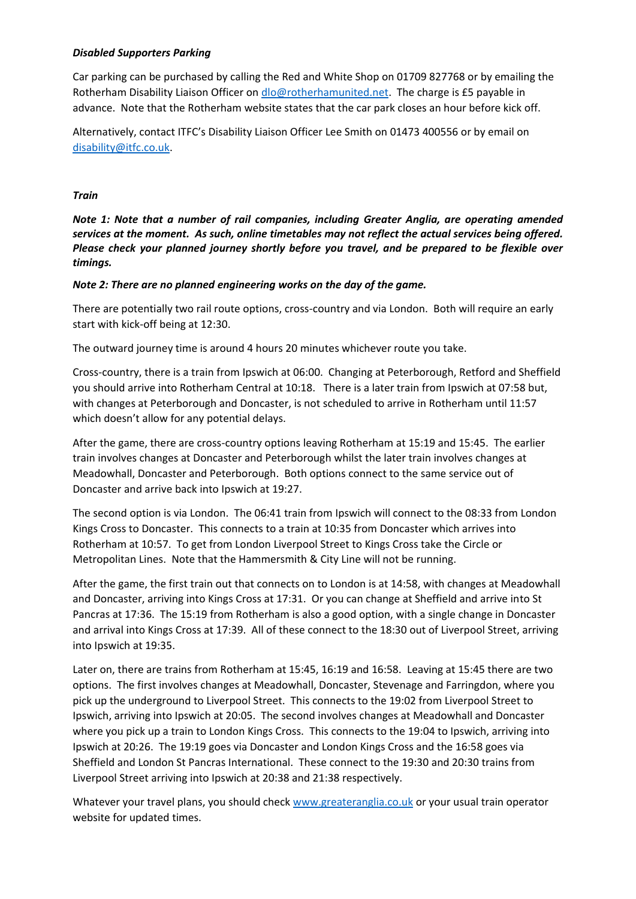***Disabled Supporters Parking***

Car parking can be purchased by calling the Red and White Shop on 01709 827768 or by emailing the Rotherham Disability Liaison Officer on [dlo@rotherhamunited.net](mailto:dlo@rotherhamunited.net). The charge is £5 payable in advance. Note that the Rotherham website states that the car park closes an hour before kick off.

Alternatively, contact ITFC's Disability Liaison Officer Lee Smith on 01473 400556 or by email on [disability@itfc.co.uk](mailto:disability@itfc.co.uk).

***Train***

***Note 1: Note that a number of rail companies, including Greater Anglia, are operating amended services at the moment. As such, online timetables may not reflect the actual services being offered. Please check your planned journey shortly before you travel, and be prepared to be flexible over timings.***

***Note 2: There are no planned engineering works on the day of the game.***

There are potentially two rail route options, cross-country and via London. Both will require an early start with kick-off being at 12:30.

The outward journey time is around 4 hours 20 minutes whichever route you take.

Cross-country, there is a train from Ipswich at 06:00. Changing at Peterborough, Retford and Sheffield you should arrive into Rotherham Central at 10:18. There is a later train from Ipswich at 07:58 but, with changes at Peterborough and Doncaster, is not scheduled to arrive in Rotherham until 11:57 which doesn't allow for any potential delays.

After the game, there are cross-country options leaving Rotherham at 15:19 and 15:45. The earlier train involves changes at Doncaster and Peterborough whilst the later train involves changes at Meadowhall, Doncaster and Peterborough. Both options connect to the same service out of Doncaster and arrive back into Ipswich at 19:27.

The second option is via London. The 06:41 train from Ipswich will connect to the 08:33 from London Kings Cross to Doncaster. This connects to a train at 10:35 from Doncaster which arrives into Rotherham at 10:57. To get from London Liverpool Street to Kings Cross take the Circle or Metropolitan Lines. Note that the Hammersmith & City Line will not be running.

After the game, the first train out that connects on to London is at 14:58, with changes at Meadowhall and Doncaster, arriving into Kings Cross at 17:31. Or you can change at Sheffield and arrive into St Pancras at 17:36. The 15:19 from Rotherham is also a good option, with a single change in Doncaster and arrival into Kings Cross at 17:39. All of these connect to the 18:30 out of Liverpool Street, arriving into Ipswich at 19:35.

Later on, there are trains from Rotherham at 15:45, 16:19 and 16:58. Leaving at 15:45 there are two options. The first involves changes at Meadowhall, Doncaster, Stevenage and Farringdon, where you pick up the underground to Liverpool Street. This connects to the 19:02 from Liverpool Street to Ipswich, arriving into Ipswich at 20:05. The second involves changes at Meadowhall and Doncaster where you pick up a train to London Kings Cross. This connects to the 19:04 to Ipswich, arriving into Ipswich at 20:26. The 19:19 goes via Doncaster and London Kings Cross and the 16:58 goes via Sheffield and London St Pancras International. These connect to the 19:30 and 20:30 trains from Liverpool Street arriving into Ipswich at 20:38 and 21:38 respectively.

Whatever your travel plans, you should check [www.greateranglia.co.uk](http://www.greateranglia.co.uk) or your usual train operator website for updated times.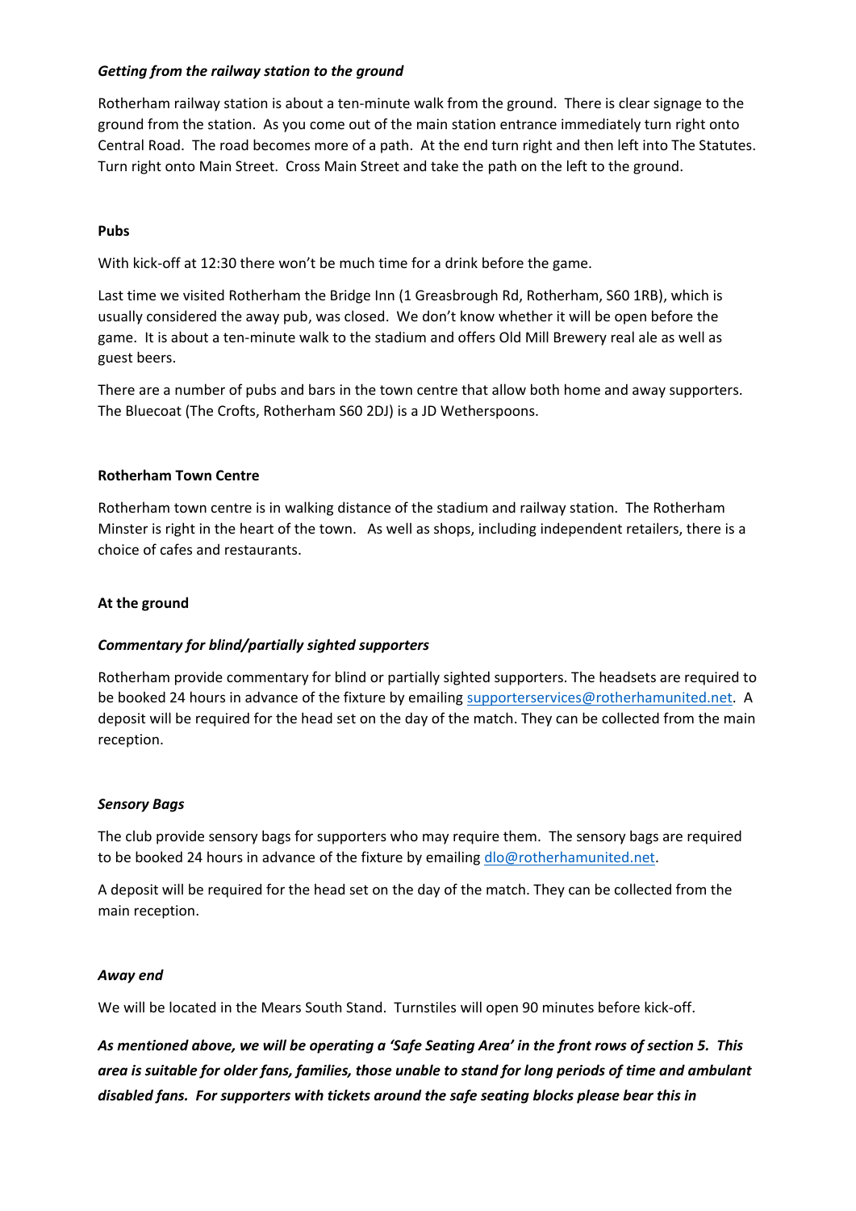### *Getting from the railway station to the ground*

Rotherham railway station is about a ten-minute walk from the ground. There is clear signage to the ground from the station. As you come out of the main station entrance immediately turn right onto Central Road. The road becomes more of a path. At the end turn right and then left into The Statutes. Turn right onto Main Street. Cross Main Street and take the path on the left to the ground.

## Pubs

With kick-off at 12:30 there won't be much time for a drink before the game.

Last time we visited Rotherham the Bridge Inn (1 Greasbrough Rd, Rotherham, S60 1RB), which is usually considered the away pub, was closed. We don't know whether it will be open before the game. It is about a ten-minute walk to the stadium and offers Old Mill Brewery real ale as well as guest beers.

There are a number of pubs and bars in the town centre that allow both home and away supporters. The Bluecoat (The Crofts, Rotherham S60 2DJ) is a JD Wetherspoons.

## Rotherham Town Centre

Rotherham town centre is in walking distance of the stadium and railway station. The Rotherham Minster is right in the heart of the town. As well as shops, including independent retailers, there is a choice of cafes and restaurants.

## At the ground

### *Commentary for blind/partially sighted supporters*

Rotherham provide commentary for blind or partially sighted supporters. The headsets are required to be booked 24 hours in advance of the fixture by emailing supporterservices@rotherhamunited.net. A deposit will be required for the head set on the day of the match. They can be collected from the main reception.

### *Sensory Bags*

The club provide sensory bags for supporters who may require them. The sensory bags are required to be booked 24 hours in advance of the fixture by emailing dlo@rotherhamunited.net.

A deposit will be required for the head set on the day of the match. They can be collected from the main reception.

### *Away end*

We will be located in the Mears South Stand. Turnstiles will open 90 minutes before kick-off.

***As mentioned above, we will be operating a 'Safe Seating Area' in the front rows of section 5. This area is suitable for older fans, families, those unable to stand for long periods of time and ambulant disabled fans. For supporters with tickets around the safe seating blocks please bear this in***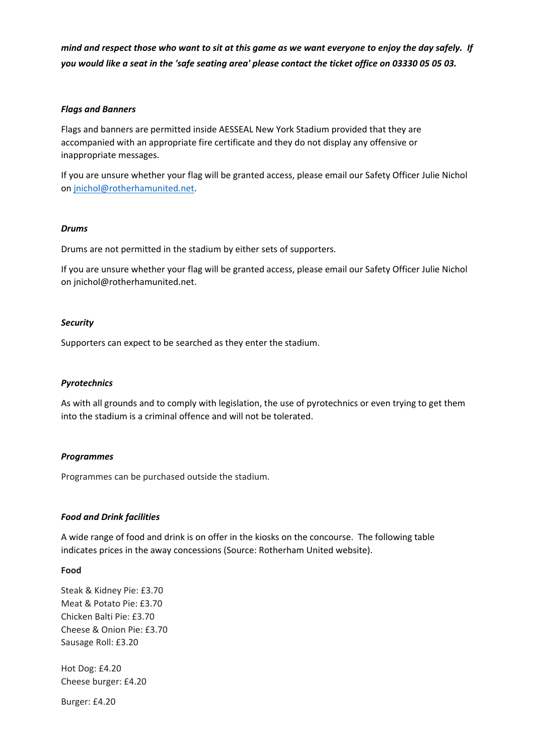***mind and respect those who want to sit at this game as we want everyone to enjoy the day safely. If you would like a seat in the 'safe seating area' please contact the ticket office on 03330 05 05 03.***

***Flags and Banners***

Flags and banners are permitted inside AESSEAL New York Stadium provided that they are accompanied with an appropriate fire certificate and they do not display any offensive or inappropriate messages.

If you are unsure whether your flag will be granted access, please email our Safety Officer Julie Nichol on [jnichol@rotherhamunited.net](mailto:jnichol@rotherhamunited.net).

***Drums***

Drums are not permitted in the stadium by either sets of supporters.

If you are unsure whether your flag will be granted access, please email our Safety Officer Julie Nichol on jnichol@rotherhamunited.net.

***Security***

Supporters can expect to be searched as they enter the stadium.

***Pyrotechnics***

As with all grounds and to comply with legislation, the use of pyrotechnics or even trying to get them into the stadium is a criminal offence and will not be tolerated.

***Programmes***

Programmes can be purchased outside the stadium.

***Food and Drink facilities***

A wide range of food and drink is on offer in the kiosks on the concourse. The following table indicates prices in the away concessions (Source: Rotherham United website).

**Food**

Steak & Kidney Pie: £3.70
Meat & Potato Pie: £3.70
Chicken Balti Pie: £3.70
Cheese & Onion Pie: £3.70
Sausage Roll: £3.20

Hot Dog: £4.20
Cheese burger: £4.20

Burger: £4.20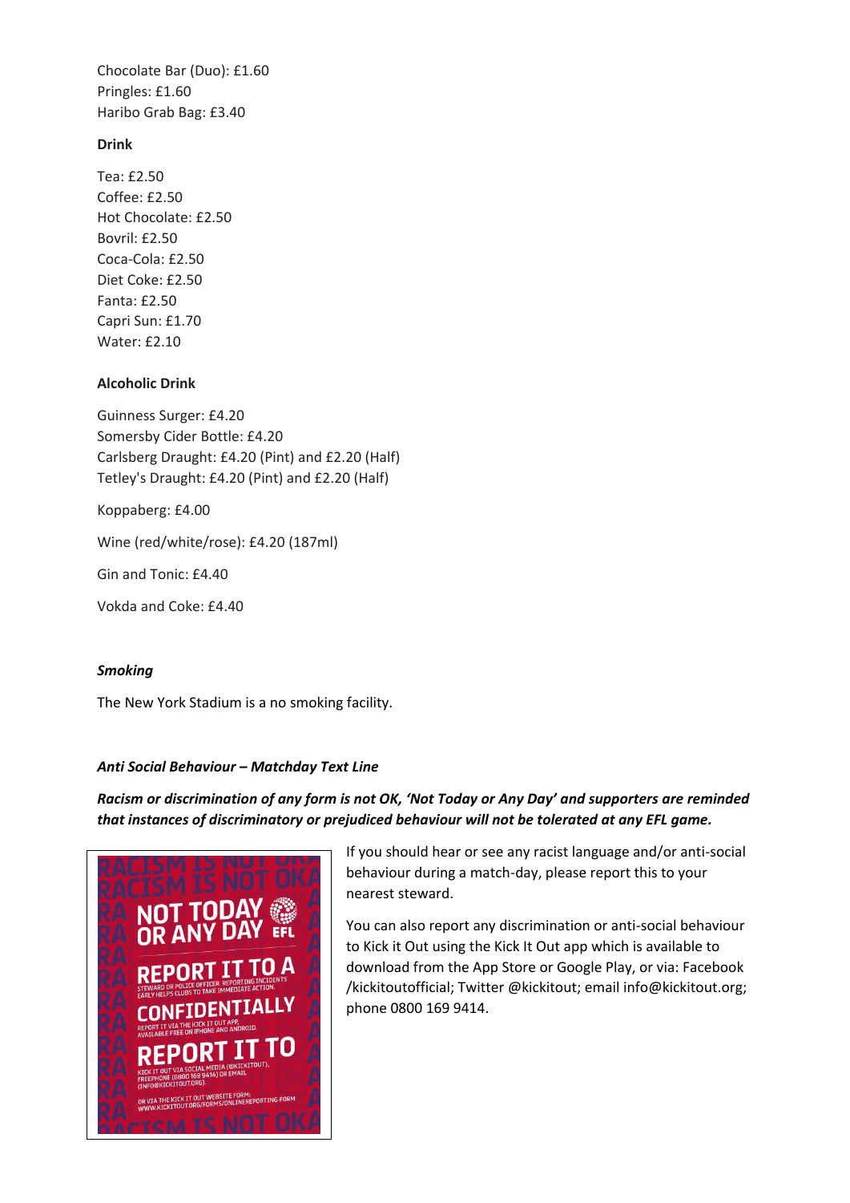Chocolate Bar (Duo): £1.60
Pringles: £1.60
Haribo Grab Bag: £3.40

**Drink**

Tea: £2.50
Coffee: £2.50
Hot Chocolate: £2.50
Bovril: £2.50
Coca-Cola: £2.50
Diet Coke: £2.50
Fanta: £2.50
Capri Sun: £1.70
Water: £2.10

**Alcoholic Drink**

Guinness Surger: £4.20
Somersby Cider Bottle: £4.20
Carlsberg Draught: £4.20 (Pint) and £2.20 (Half)
Tetley's Draught: £4.20 (Pint) and £2.20 (Half)

Koppaberg: £4.00

Wine (red/white/rose): £4.20 (187ml)

Gin and Tonic: £4.40

Vokda and Coke: £4.40

***Smoking***

The New York Stadium is a no smoking facility.

***Anti Social Behaviour – Matchday Text Line***

***Racism or discrimination of any form is not OK, 'Not Today or Any Day' and supporters are reminded that instances of discriminatory or prejudiced behaviour will not be tolerated at any EFL game.***

If you should hear or see any racist language and/or anti-social behaviour during a match-day, please report this to your nearest steward.

You can also report any discrimination or anti-social behaviour to Kick it Out using the Kick It Out app which is available to download from the App Store or Google Play, or via: Facebook /kickitoutofficial; Twitter @kickitout; email info@kickitout.org; phone 0800 169 9414.